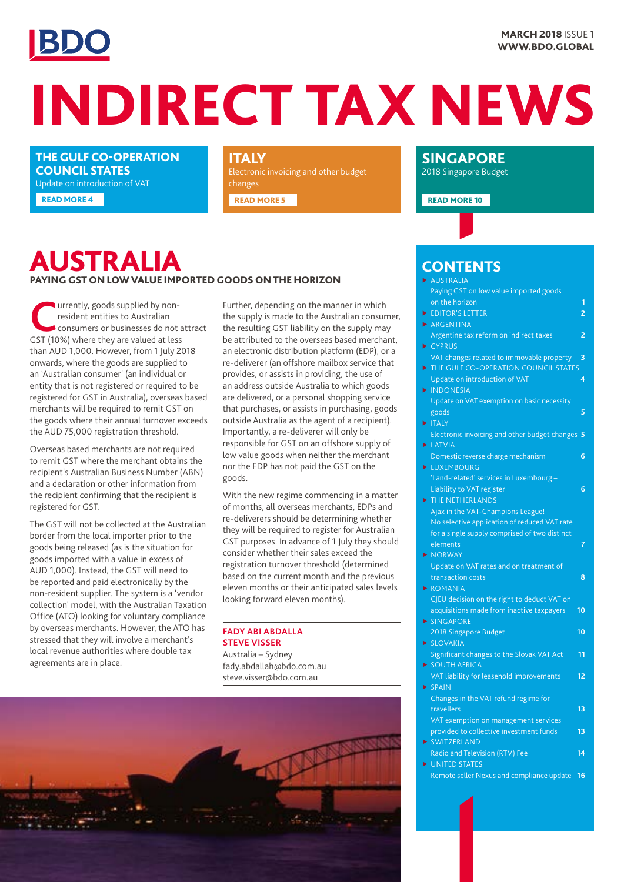BDO

**MARCH 2018** ISSUE 1
**WWW.BDO.GLOBAL**

# INDIRECT TAX NEWS

**THE GULF CO-OPERATION COUNCIL STATES**
Update on introduction of VAT
READ MORE 4

**ITALY**
Electronic invoicing and other budget changes
READ MORE 5

**SINGAPORE**
2018 Singapore Budget
READ MORE 10

## CONTENTS

- AUSTRALIA
  - Paying GST on low value imported goods on the horizon — 1
- EDITOR'S LETTER — 2
- ARGENTINA
  - Argentine tax reform on indirect taxes — 2
- CYPRUS
  - VAT changes related to immovable property — 3
- THE GULF CO-OPERATION COUNCIL STATES
  - Update on introduction of VAT — 4
- INDONESIA
  - Update on VAT exemption on basic necessity goods — 5
- ITALY
  - Electronic invoicing and other budget changes — 5
- LATVIA
  - Domestic reverse charge mechanism — 6
- LUXEMBOURG
  - 'Land-related' services in Luxembourg – Liability to VAT register — 6
- THE NETHERLANDS
  - Ajax in the VAT-Champions League! No selective application of reduced VAT rate for a single supply comprised of two distinct elements — 7
- NORWAY
  - Update on VAT rates and on treatment of transaction costs — 8
- ROMANIA
  - CJEU decision on the right to deduct VAT on acquisitions made from inactive taxpayers — 10
- SINGAPORE
  - 2018 Singapore Budget — 10
- SLOVAKIA
  - Significant changes to the Slovak VAT Act — 11
- SOUTH AFRICA
  - VAT liability for leasehold improvements — 12
- SPAIN
  - Changes in the VAT refund regime for travellers — 13
  - VAT exemption on management services provided to collective investment funds — 13
- SWITZERLAND
  - Radio and Television (RTV) Fee — 14
- UNITED STATES
  - Remote seller Nexus and compliance update — 16

# AUSTRALIA

## PAYING GST ON LOW VALUE IMPORTED GOODS ON THE HORIZON

Currently, goods supplied by non-resident entities to Australian consumers or businesses do not attract GST (10%) where they are valued at less than AUD 1,000. However, from 1 July 2018 onwards, where the goods are supplied to an 'Australian consumer' (an individual or entity that is not registered or required to be registered for GST in Australia), overseas based merchants will be required to remit GST on the goods where their annual turnover exceeds the AUD 75,000 registration threshold.

Overseas based merchants are not required to remit GST where the merchant obtains the recipient's Australian Business Number (ABN) and a declaration or other information from the recipient confirming that the recipient is registered for GST.

The GST will not be collected at the Australian border from the local importer prior to the goods being released (as is the situation for goods imported with a value in excess of AUD 1,000). Instead, the GST will need to be reported and paid electronically by the non-resident supplier. The system is a 'vendor collection' model, with the Australian Taxation Office (ATO) looking for voluntary compliance by overseas merchants. However, the ATO has stressed that they will involve a merchant's local revenue authorities where double tax agreements are in place.

Further, depending on the manner in which the supply is made to the Australian consumer, the resulting GST liability on the supply may be attributed to the overseas based merchant, an electronic distribution platform (EDP), or a re-deliverer (an offshore mailbox service that provides, or assists in providing, the use of an address outside Australia to which goods are delivered, or a personal shopping service that purchases, or assists in purchasing, goods outside Australia as the agent of a recipient). Importantly, a re-deliverer will only be responsible for GST on an offshore supply of low value goods when neither the merchant nor the EDP has not paid the GST on the goods.

With the new regime commencing in a matter of months, all overseas merchants, EDPs and re-deliverers should be determining whether they will be required to register for Australian GST purposes. In advance of 1 July they should consider whether their sales exceed the registration turnover threshold (determined based on the current month and the previous eleven months or their anticipated sales levels looking forward eleven months).

**FADY ABI ABDALLA**
**STEVE VISSER**
Australia – Sydney
fady.abdallah@bdo.com.au
steve.visser@bdo.com.au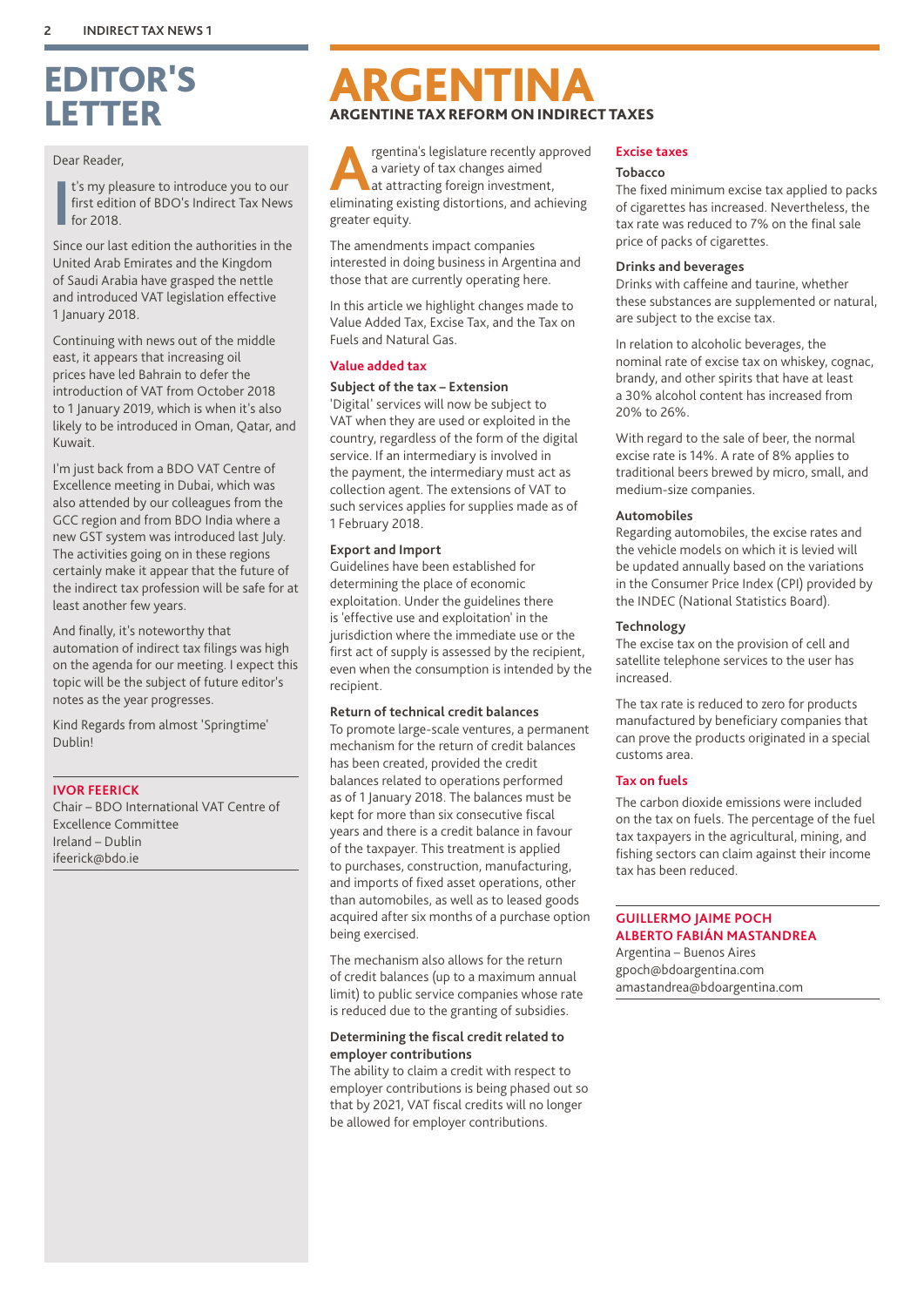# EDITOR'S LETTER

Dear Reader,

It's my pleasure to introduce you to our first edition of BDO's Indirect Tax News for 2018.

Since our last edition the authorities in the United Arab Emirates and the Kingdom of Saudi Arabia have grasped the nettle and introduced VAT legislation effective 1 January 2018.

Continuing with news out of the middle east, it appears that increasing oil prices have led Bahrain to defer the introduction of VAT from October 2018 to 1 January 2019, which is when it's also likely to be introduced in Oman, Qatar, and Kuwait.

I'm just back from a BDO VAT Centre of Excellence meeting in Dubai, which was also attended by our colleagues from the GCC region and from BDO India where a new GST system was introduced last July. The activities going on in these regions certainly make it appear that the future of the indirect tax profession will be safe for at least another few years.

And finally, it's noteworthy that automation of indirect tax filings was high on the agenda for our meeting. I expect this topic will be the subject of future editor's notes as the year progresses.

Kind Regards from almost 'Springtime' Dublin!

**IVOR FEERICK**
Chair – BDO International VAT Centre of Excellence Committee
Ireland – Dublin
ifeerick@bdo.ie

# ARGENTINA

## ARGENTINE TAX REFORM ON INDIRECT TAXES

Argentina's legislature recently approved a variety of tax changes aimed at attracting foreign investment, eliminating existing distortions, and achieving greater equity.

The amendments impact companies interested in doing business in Argentina and those that are currently operating here.

In this article we highlight changes made to Value Added Tax, Excise Tax, and the Tax on Fuels and Natural Gas.

### Value added tax

**Subject of the tax – Extension**
'Digital' services will now be subject to VAT when they are used or exploited in the country, regardless of the form of the digital service. If an intermediary is involved in the payment, the intermediary must act as collection agent. The extensions of VAT to such services applies for supplies made as of 1 February 2018.

**Export and Import**
Guidelines have been established for determining the place of economic exploitation. Under the guidelines there is 'effective use and exploitation' in the jurisdiction where the immediate use or the first act of supply is assessed by the recipient, even when the consumption is intended by the recipient.

**Return of technical credit balances**
To promote large-scale ventures, a permanent mechanism for the return of credit balances has been created, provided the credit balances related to operations performed as of 1 January 2018. The balances must be kept for more than six consecutive fiscal years and there is a credit balance in favour of the taxpayer. This treatment is applied to purchases, construction, manufacturing, and imports of fixed asset operations, other than automobiles, as well as to leased goods acquired after six months of a purchase option being exercised.

The mechanism also allows for the return of credit balances (up to a maximum annual limit) to public service companies whose rate is reduced due to the granting of subsidies.

**Determining the fiscal credit related to employer contributions**
The ability to claim a credit with respect to employer contributions is being phased out so that by 2021, VAT fiscal credits will no longer be allowed for employer contributions.

### Excise taxes

**Tobacco**
The fixed minimum excise tax applied to packs of cigarettes has increased. Nevertheless, the tax rate was reduced to 7% on the final sale price of packs of cigarettes.

**Drinks and beverages**
Drinks with caffeine and taurine, whether these substances are supplemented or natural, are subject to the excise tax.

In relation to alcoholic beverages, the nominal rate of excise tax on whiskey, cognac, brandy, and other spirits that have at least a 30% alcohol content has increased from 20% to 26%.

With regard to the sale of beer, the normal excise rate is 14%. A rate of 8% applies to traditional beers brewed by micro, small, and medium-size companies.

**Automobiles**
Regarding automobiles, the excise rates and the vehicle models on which it is levied will be updated annually based on the variations in the Consumer Price Index (CPI) provided by the INDEC (National Statistics Board).

**Technology**
The excise tax on the provision of cell and satellite telephone services to the user has increased.

The tax rate is reduced to zero for products manufactured by beneficiary companies that can prove the products originated in a special customs area.

### Tax on fuels

The carbon dioxide emissions were included on the tax on fuels. The percentage of the fuel tax taxpayers in the agricultural, mining, and fishing sectors can claim against their income tax has been reduced.

**GUILLERMO JAIME POCH**
**ALBERTO FABIÁN MASTANDREA**
Argentina – Buenos Aires
gpoch@bdoargentina.com
amastandrea@bdoargentina.com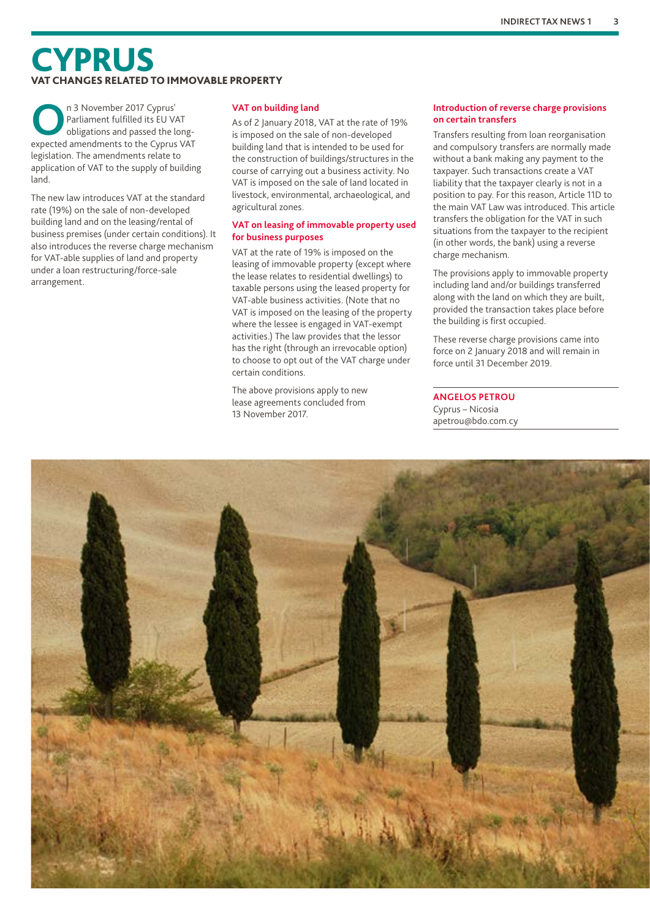# CYPRUS

## VAT CHANGES RELATED TO IMMOVABLE PROPERTY

On 3 November 2017 Cyprus' Parliament fulfilled its EU VAT obligations and passed the long-expected amendments to the Cyprus VAT legislation. The amendments relate to application of VAT to the supply of building land.

The new law introduces VAT at the standard rate (19%) on the sale of non-developed building land and on the leasing/rental of business premises (under certain conditions). It also introduces the reverse charge mechanism for VAT-able supplies of land and property under a loan restructuring/force-sale arrangement.

### VAT on building land

As of 2 January 2018, VAT at the rate of 19% is imposed on the sale of non-developed building land that is intended to be used for the construction of buildings/structures in the course of carrying out a business activity. No VAT is imposed on the sale of land located in livestock, environmental, archaeological, and agricultural zones.

### VAT on leasing of immovable property used for business purposes

VAT at the rate of 19% is imposed on the leasing of immovable property (except where the lease relates to residential dwellings) to taxable persons using the leased property for VAT-able business activities. (Note that no VAT is imposed on the leasing of the property where the lessee is engaged in VAT-exempt activities.) The law provides that the lessor has the right (through an irrevocable option) to choose to opt out of the VAT charge under certain conditions.

The above provisions apply to new lease agreements concluded from 13 November 2017.

### Introduction of reverse charge provisions on certain transfers

Transfers resulting from loan reorganisation and compulsory transfers are normally made without a bank making any payment to the taxpayer. Such transactions create a VAT liability that the taxpayer clearly is not in a position to pay. For this reason, Article 11D to the main VAT Law was introduced. This article transfers the obligation for the VAT in such situations from the taxpayer to the recipient (in other words, the bank) using a reverse charge mechanism.

The provisions apply to immovable property including land and/or buildings transferred along with the land on which they are built, provided the transaction takes place before the building is first occupied.

These reverse charge provisions came into force on 2 January 2018 and will remain in force until 31 December 2019.

**ANGELOS PETROU**
Cyprus – Nicosia
apetrou@bdo.com.cy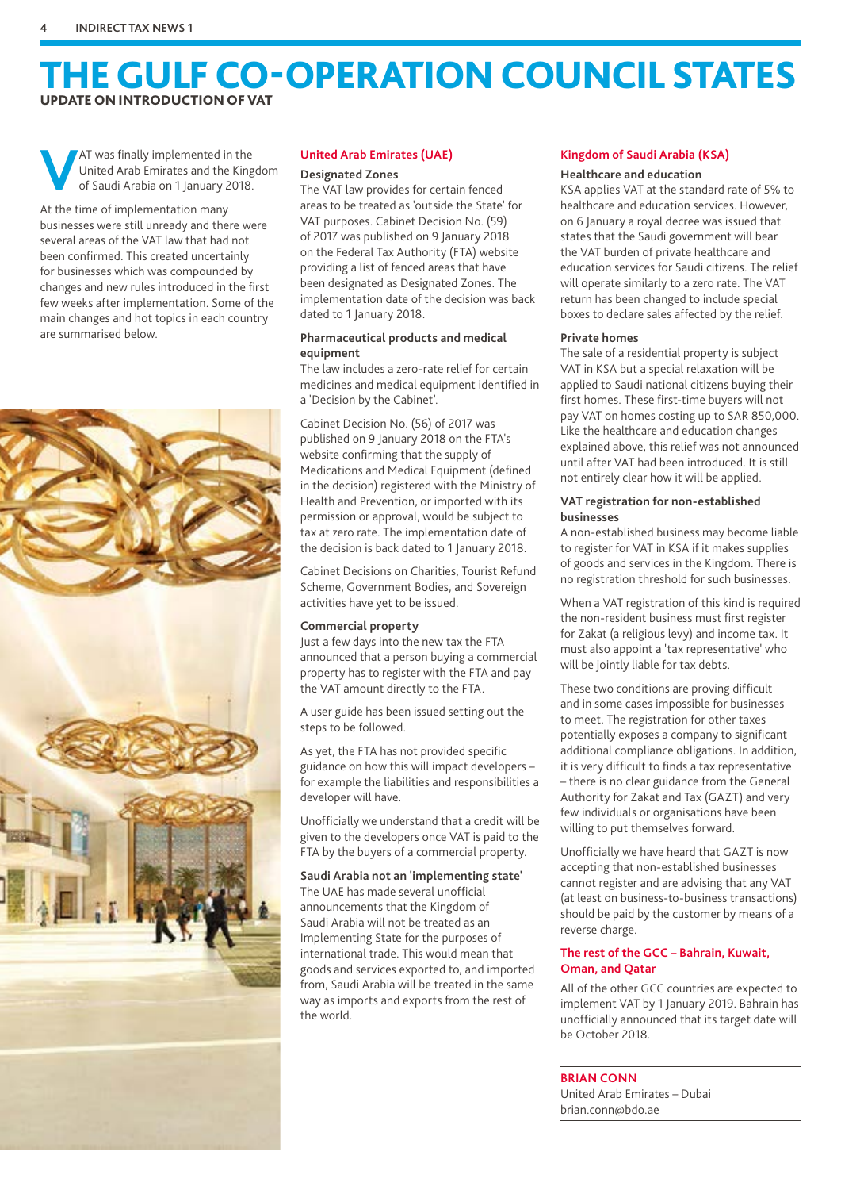# THE GULF CO-OPERATION COUNCIL STATES

## UPDATE ON INTRODUCTION OF VAT

VAT was finally implemented in the United Arab Emirates and the Kingdom of Saudi Arabia on 1 January 2018.

At the time of implementation many businesses were still unready and there were several areas of the VAT law that had not been confirmed. This created uncertainly for businesses which was compounded by changes and new rules introduced in the first few weeks after implementation. Some of the main changes and hot topics in each country are summarised below.

### United Arab Emirates (UAE)

#### Designated Zones

The VAT law provides for certain fenced areas to be treated as 'outside the State' for VAT purposes. Cabinet Decision No. (59) of 2017 was published on 9 January 2018 on the Federal Tax Authority (FTA) website providing a list of fenced areas that have been designated as Designated Zones. The implementation date of the decision was back dated to 1 January 2018.

#### Pharmaceutical products and medical equipment

The law includes a zero-rate relief for certain medicines and medical equipment identified in a 'Decision by the Cabinet'.

Cabinet Decision No. (56) of 2017 was published on 9 January 2018 on the FTA's website confirming that the supply of Medications and Medical Equipment (defined in the decision) registered with the Ministry of Health and Prevention, or imported with its permission or approval, would be subject to tax at zero rate. The implementation date of the decision is back dated to 1 January 2018.

Cabinet Decisions on Charities, Tourist Refund Scheme, Government Bodies, and Sovereign activities have yet to be issued.

#### Commercial property

Just a few days into the new tax the FTA announced that a person buying a commercial property has to register with the FTA and pay the VAT amount directly to the FTA.

A user guide has been issued setting out the steps to be followed.

As yet, the FTA has not provided specific guidance on how this will impact developers – for example the liabilities and responsibilities a developer will have.

Unofficially we understand that a credit will be given to the developers once VAT is paid to the FTA by the buyers of a commercial property.

#### Saudi Arabia not an 'implementing state'

The UAE has made several unofficial announcements that the Kingdom of Saudi Arabia will not be treated as an Implementing State for the purposes of international trade. This would mean that goods and services exported to, and imported from, Saudi Arabia will be treated in the same way as imports and exports from the rest of the world.

### Kingdom of Saudi Arabia (KSA)

#### Healthcare and education

KSA applies VAT at the standard rate of 5% to healthcare and education services. However, on 6 January a royal decree was issued that states that the Saudi government will bear the VAT burden of private healthcare and education services for Saudi citizens. The relief will operate similarly to a zero rate. The VAT return has been changed to include special boxes to declare sales affected by the relief.

#### Private homes

The sale of a residential property is subject VAT in KSA but a special relaxation will be applied to Saudi national citizens buying their first homes. These first-time buyers will not pay VAT on homes costing up to SAR 850,000. Like the healthcare and education changes explained above, this relief was not announced until after VAT had been introduced. It is still not entirely clear how it will be applied.

#### VAT registration for non-established businesses

A non-established business may become liable to register for VAT in KSA if it makes supplies of goods and services in the Kingdom. There is no registration threshold for such businesses.

When a VAT registration of this kind is required the non-resident business must first register for Zakat (a religious levy) and income tax. It must also appoint a 'tax representative' who will be jointly liable for tax debts.

These two conditions are proving difficult and in some cases impossible for businesses to meet. The registration for other taxes potentially exposes a company to significant additional compliance obligations. In addition, it is very difficult to finds a tax representative – there is no clear guidance from the General Authority for Zakat and Tax (GAZT) and very few individuals or organisations have been willing to put themselves forward.

Unofficially we have heard that GAZT is now accepting that non-established businesses cannot register and are advising that any VAT (at least on business-to-business transactions) should be paid by the customer by means of a reverse charge.

### The rest of the GCC – Bahrain, Kuwait, Oman, and Qatar

All of the other GCC countries are expected to implement VAT by 1 January 2019. Bahrain has unofficially announced that its target date will be October 2018.

**BRIAN CONN**
United Arab Emirates – Dubai
brian.conn@bdo.ae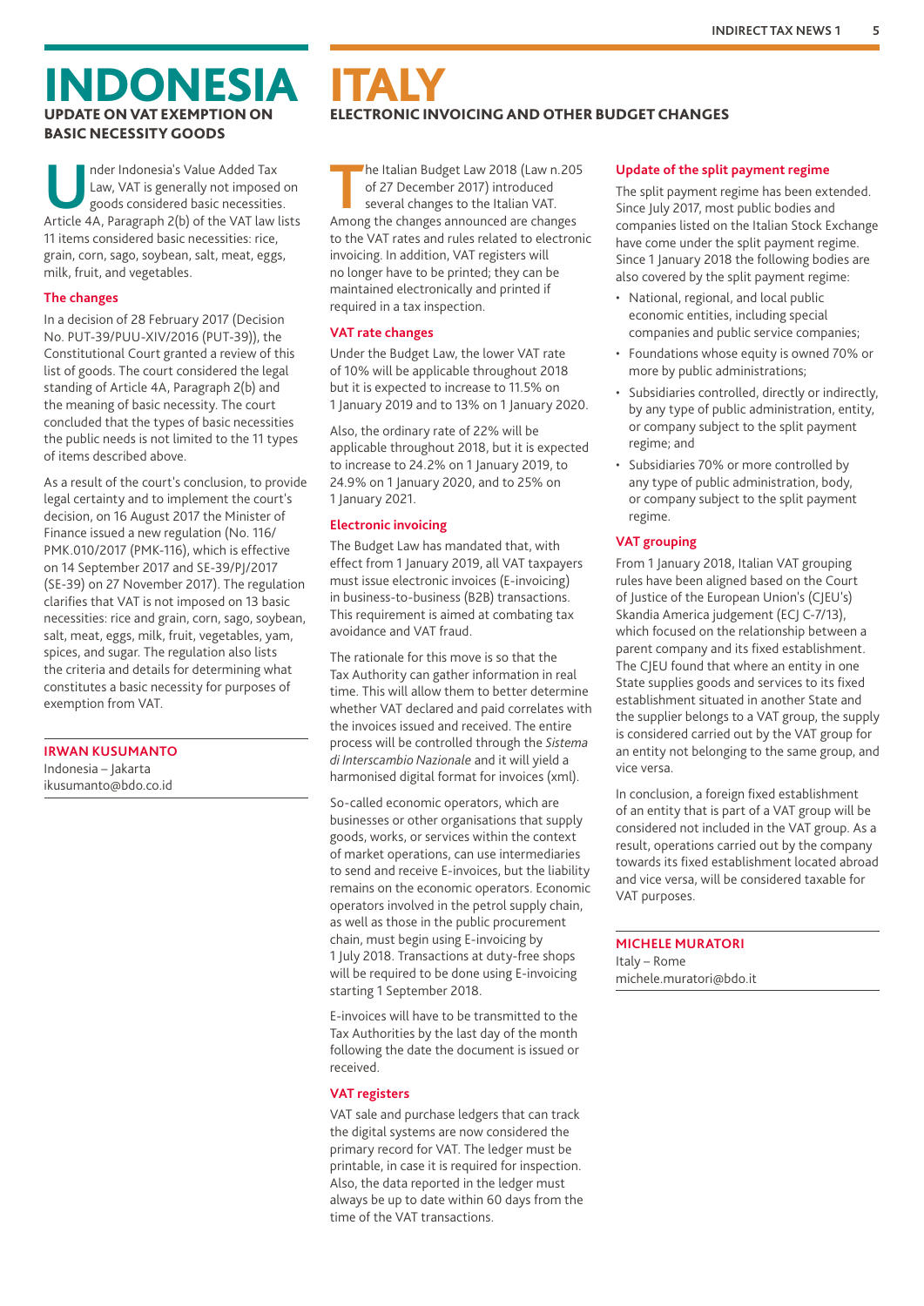# INDONESIA

## UPDATE ON VAT EXEMPTION ON BASIC NECESSITY GOODS

Under Indonesia's Value Added Tax Law, VAT is generally not imposed on goods considered basic necessities. Article 4A, Paragraph 2(b) of the VAT law lists 11 items considered basic necessities: rice, grain, corn, sago, soybean, salt, meat, eggs, milk, fruit, and vegetables.

### The changes

In a decision of 28 February 2017 (Decision No. PUT-39/PUU-XIV/2016 (PUT-39)), the Constitutional Court granted a review of this list of goods. The court considered the legal standing of Article 4A, Paragraph 2(b) and the meaning of basic necessity. The court concluded that the types of basic necessities the public needs is not limited to the 11 types of items described above.

As a result of the court's conclusion, to provide legal certainty and to implement the court's decision, on 16 August 2017 the Minister of Finance issued a new regulation (No. 116/PMK.010/2017 (PMK-116), which is effective on 14 September 2017 and SE-39/PJ/2017 (SE-39) on 27 November 2017). The regulation clarifies that VAT is not imposed on 13 basic necessities: rice and grain, corn, sago, soybean, salt, meat, eggs, milk, fruit, vegetables, yam, spices, and sugar. The regulation also lists the criteria and details for determining what constitutes a basic necessity for purposes of exemption from VAT.

**IRWAN KUSUMANTO**
Indonesia – Jakarta
ikusumanto@bdo.co.id

# ITALY

## ELECTRONIC INVOICING AND OTHER BUDGET CHANGES

The Italian Budget Law 2018 (Law n.205 of 27 December 2017) introduced several changes to the Italian VAT. Among the changes announced are changes to the VAT rates and rules related to electronic invoicing. In addition, VAT registers will no longer have to be printed; they can be maintained electronically and printed if required in a tax inspection.

### VAT rate changes

Under the Budget Law, the lower VAT rate of 10% will be applicable throughout 2018 but it is expected to increase to 11.5% on 1 January 2019 and to 13% on 1 January 2020.

Also, the ordinary rate of 22% will be applicable throughout 2018, but it is expected to increase to 24.2% on 1 January 2019, to 24.9% on 1 January 2020, and to 25% on 1 January 2021.

### Electronic invoicing

The Budget Law has mandated that, with effect from 1 January 2019, all VAT taxpayers must issue electronic invoices (E-invoicing) in business-to-business (B2B) transactions. This requirement is aimed at combating tax avoidance and VAT fraud.

The rationale for this move is so that the Tax Authority can gather information in real time. This will allow them to better determine whether VAT declared and paid correlates with the invoices issued and received. The entire process will be controlled through the *Sistema di Interscambio Nazionale* and it will yield a harmonised digital format for invoices (xml).

So-called economic operators, which are businesses or other organisations that supply goods, works, or services within the context of market operations, can use intermediaries to send and receive E-invoices, but the liability remains on the economic operators. Economic operators involved in the petrol supply chain, as well as those in the public procurement chain, must begin using E-invoicing by 1 July 2018. Transactions at duty-free shops will be required to be done using E-invoicing starting 1 September 2018.

E-invoices will have to be transmitted to the Tax Authorities by the last day of the month following the date the document is issued or received.

### VAT registers

VAT sale and purchase ledgers that can track the digital systems are now considered the primary record for VAT. The ledger must be printable, in case it is required for inspection. Also, the data reported in the ledger must always be up to date within 60 days from the time of the VAT transactions.

### Update of the split payment regime

The split payment regime has been extended. Since July 2017, most public bodies and companies listed on the Italian Stock Exchange have come under the split payment regime. Since 1 January 2018 the following bodies are also covered by the split payment regime:

- National, regional, and local public economic entities, including special companies and public service companies;
- Foundations whose equity is owned 70% or more by public administrations;
- Subsidiaries controlled, directly or indirectly, by any type of public administration, entity, or company subject to the split payment regime; and
- Subsidiaries 70% or more controlled by any type of public administration, body, or company subject to the split payment regime.

### VAT grouping

From 1 January 2018, Italian VAT grouping rules have been aligned based on the Court of Justice of the European Union's (CJEU's) Skandia America judgement (ECJ C-7/13), which focused on the relationship between a parent company and its fixed establishment. The CJEU found that where an entity in one State supplies goods and services to its fixed establishment situated in another State and the supplier belongs to a VAT group, the supply is considered carried out by the VAT group for an entity not belonging to the same group, and vice versa.

In conclusion, a foreign fixed establishment of an entity that is part of a VAT group will be considered not included in the VAT group. As a result, operations carried out by the company towards its fixed establishment located abroad and vice versa, will be considered taxable for VAT purposes.

**MICHELE MURATORI**
Italy – Rome
michele.muratori@bdo.it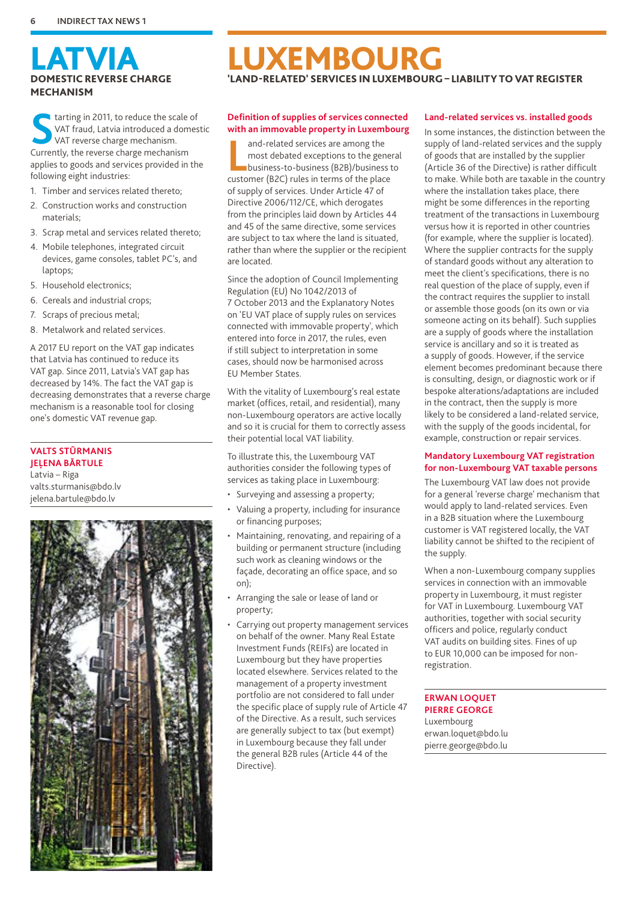# LATVIA

## DOMESTIC REVERSE CHARGE MECHANISM

Starting in 2011, to reduce the scale of VAT fraud, Latvia introduced a domestic VAT reverse charge mechanism. Currently, the reverse charge mechanism applies to goods and services provided in the following eight industries:

1. Timber and services related thereto;
2. Construction works and construction materials;
3. Scrap metal and services related thereto;
4. Mobile telephones, integrated circuit devices, game consoles, tablet PC's, and laptops;
5. Household electronics;
6. Cereals and industrial crops;
7. Scraps of precious metal;
8. Metalwork and related services.

A 2017 EU report on the VAT gap indicates that Latvia has continued to reduce its VAT gap. Since 2011, Latvia's VAT gap has decreased by 14%. The fact the VAT gap is decreasing demonstrates that a reverse charge mechanism is a reasonable tool for closing one's domestic VAT revenue gap.

**VALTS STŪRMANIS**
**JEĻENA BĀRTULE**
Latvia – Riga
valts.sturmanis@bdo.lv
jelena.bartule@bdo.lv

# LUXEMBOURG

## 'LAND-RELATED' SERVICES IN LUXEMBOURG – LIABILITY TO VAT REGISTER

### Definition of supplies of services connected with an immovable property in Luxembourg

Land-related services are among the most debated exceptions to the general business-to-business (B2B)/business to customer (B2C) rules in terms of the place of supply of services. Under Article 47 of Directive 2006/112/CE, which derogates from the principles laid down by Articles 44 and 45 of the same directive, some services are subject to tax where the land is situated, rather than where the supplier or the recipient are located.

Since the adoption of Council Implementing Regulation (EU) No 1042/2013 of 7 October 2013 and the Explanatory Notes on 'EU VAT place of supply rules on services connected with immovable property', which entered into force in 2017, the rules, even if still subject to interpretation in some cases, should now be harmonised across EU Member States.

With the vitality of Luxembourg's real estate market (offices, retail, and residential), many non-Luxembourg operators are active locally and so it is crucial for them to correctly assess their potential local VAT liability.

To illustrate this, the Luxembourg VAT authorities consider the following types of services as taking place in Luxembourg:

- Surveying and assessing a property;
- Valuing a property, including for insurance or financing purposes;
- Maintaining, renovating, and repairing of a building or permanent structure (including such work as cleaning windows or the façade, decorating an office space, and so on);
- Arranging the sale or lease of land or property;
- Carrying out property management services on behalf of the owner. Many Real Estate Investment Funds (REIFs) are located in Luxembourg but they have properties located elsewhere. Services related to the management of a property investment portfolio are not considered to fall under the specific place of supply rule of Article 47 of the Directive. As a result, such services are generally subject to tax (but exempt) in Luxembourg because they fall under the general B2B rules (Article 44 of the Directive).

### Land-related services vs. installed goods

In some instances, the distinction between the supply of land-related services and the supply of goods that are installed by the supplier (Article 36 of the Directive) is rather difficult to make. While both are taxable in the country where the installation takes place, there might be some differences in the reporting treatment of the transactions in Luxembourg versus how it is reported in other countries (for example, where the supplier is located). Where the supplier contracts for the supply of standard goods without any alteration to meet the client's specifications, there is no real question of the place of supply, even if the contract requires the supplier to install or assemble those goods (on its own or via someone acting on its behalf). Such supplies are a supply of goods where the installation service is ancillary and so it is treated as a supply of goods. However, if the service element becomes predominant because there is consulting, design, or diagnostic work or if bespoke alterations/adaptations are included in the contract, then the supply is more likely to be considered a land-related service, with the supply of the goods incidental, for example, construction or repair services.

### Mandatory Luxembourg VAT registration for non-Luxembourg VAT taxable persons

The Luxembourg VAT law does not provide for a general 'reverse charge' mechanism that would apply to land-related services. Even in a B2B situation where the Luxembourg customer is VAT registered locally, the VAT liability cannot be shifted to the recipient of the supply.

When a non-Luxembourg company supplies services in connection with an immovable property in Luxembourg, it must register for VAT in Luxembourg. Luxembourg VAT authorities, together with social security officers and police, regularly conduct VAT audits on building sites. Fines of up to EUR 10,000 can be imposed for non-registration.

**ERWAN LOQUET**
**PIERRE GEORGE**
Luxembourg
erwan.loquet@bdo.lu
pierre.george@bdo.lu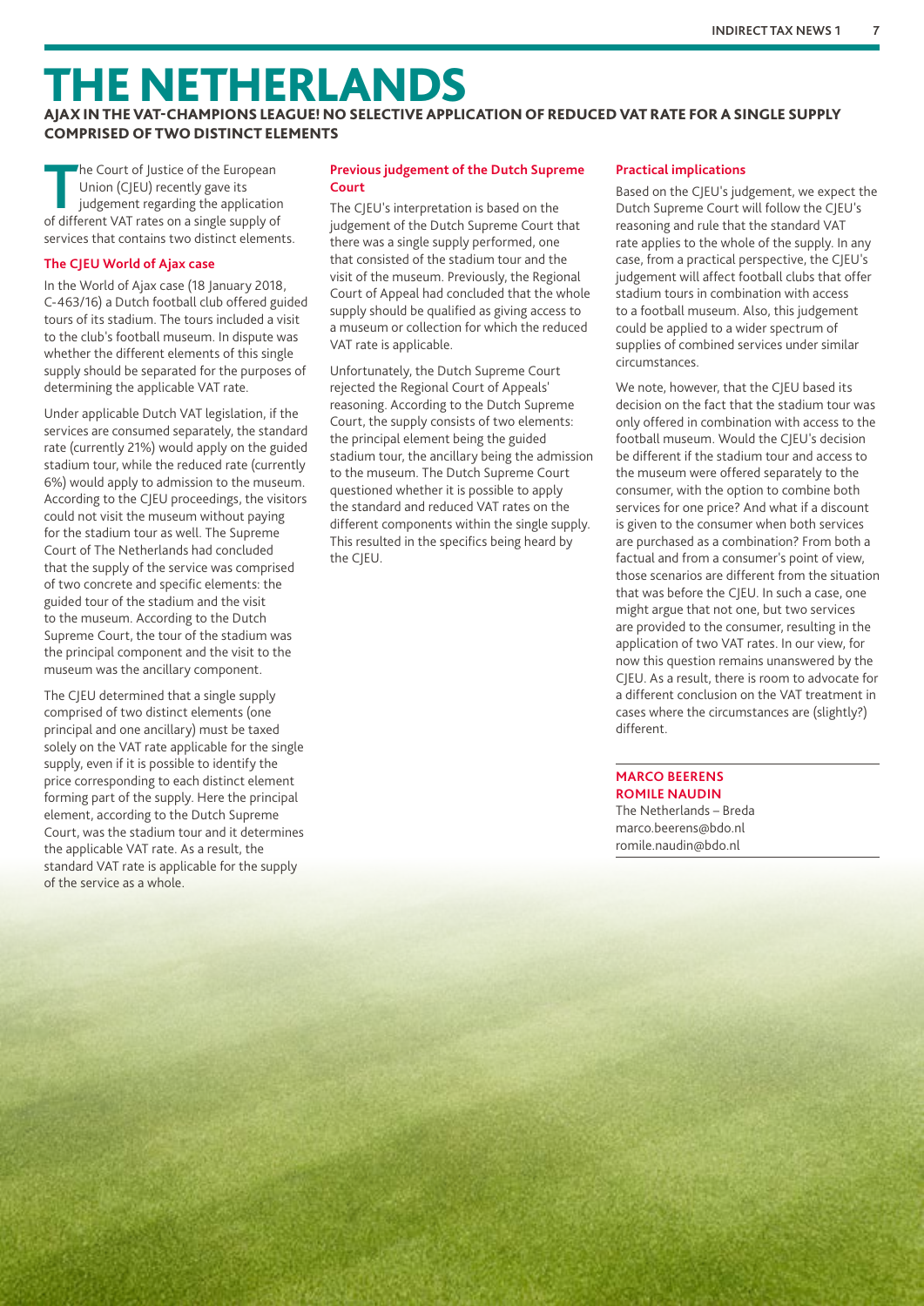# THE NETHERLANDS

## AJAX IN THE VAT-CHAMPIONS LEAGUE! NO SELECTIVE APPLICATION OF REDUCED VAT RATE FOR A SINGLE SUPPLY COMPRISED OF TWO DISTINCT ELEMENTS

The Court of Justice of the European Union (CJEU) recently gave its judgement regarding the application of different VAT rates on a single supply of services that contains two distinct elements.

### The CJEU World of Ajax case

In the World of Ajax case (18 January 2018, C-463/16) a Dutch football club offered guided tours of its stadium. The tours included a visit to the club's football museum. In dispute was whether the different elements of this single supply should be separated for the purposes of determining the applicable VAT rate.

Under applicable Dutch VAT legislation, if the services are consumed separately, the standard rate (currently 21%) would apply on the guided stadium tour, while the reduced rate (currently 6%) would apply to admission to the museum. According to the CJEU proceedings, the visitors could not visit the museum without paying for the stadium tour as well. The Supreme Court of The Netherlands had concluded that the supply of the service was comprised of two concrete and specific elements: the guided tour of the stadium and the visit to the museum. According to the Dutch Supreme Court, the tour of the stadium was the principal component and the visit to the museum was the ancillary component.

The CJEU determined that a single supply comprised of two distinct elements (one principal and one ancillary) must be taxed solely on the VAT rate applicable for the single supply, even if it is possible to identify the price corresponding to each distinct element forming part of the supply. Here the principal element, according to the Dutch Supreme Court, was the stadium tour and it determines the applicable VAT rate. As a result, the standard VAT rate is applicable for the supply of the service as a whole.

### Previous judgement of the Dutch Supreme Court

The CJEU's interpretation is based on the judgement of the Dutch Supreme Court that there was a single supply performed, one that consisted of the stadium tour and the visit of the museum. Previously, the Regional Court of Appeal had concluded that the whole supply should be qualified as giving access to a museum or collection for which the reduced VAT rate is applicable.

Unfortunately, the Dutch Supreme Court rejected the Regional Court of Appeals' reasoning. According to the Dutch Supreme Court, the supply consists of two elements: the principal element being the guided stadium tour, the ancillary being the admission to the museum. The Dutch Supreme Court questioned whether it is possible to apply the standard and reduced VAT rates on the different components within the single supply. This resulted in the specifics being heard by the CJEU.

### Practical implications

Based on the CJEU's judgement, we expect the Dutch Supreme Court will follow the CJEU's reasoning and rule that the standard VAT rate applies to the whole of the supply. In any case, from a practical perspective, the CJEU's judgement will affect football clubs that offer stadium tours in combination with access to a football museum. Also, this judgement could be applied to a wider spectrum of supplies of combined services under similar circumstances.

We note, however, that the CJEU based its decision on the fact that the stadium tour was only offered in combination with access to the football museum. Would the CJEU's decision be different if the stadium tour and access to the museum were offered separately to the consumer, with the option to combine both services for one price? And what if a discount is given to the consumer when both services are purchased as a combination? From both a factual and from a consumer's point of view, those scenarios are different from the situation that was before the CJEU. In such a case, one might argue that not one, but two services are provided to the consumer, resulting in the application of two VAT rates. In our view, for now this question remains unanswered by the CJEU. As a result, there is room to advocate for a different conclusion on the VAT treatment in cases where the circumstances are (slightly?) different.

**MARCO BEERENS**
**ROMILE NAUDIN**
The Netherlands – Breda
marco.beerens@bdo.nl
romile.naudin@bdo.nl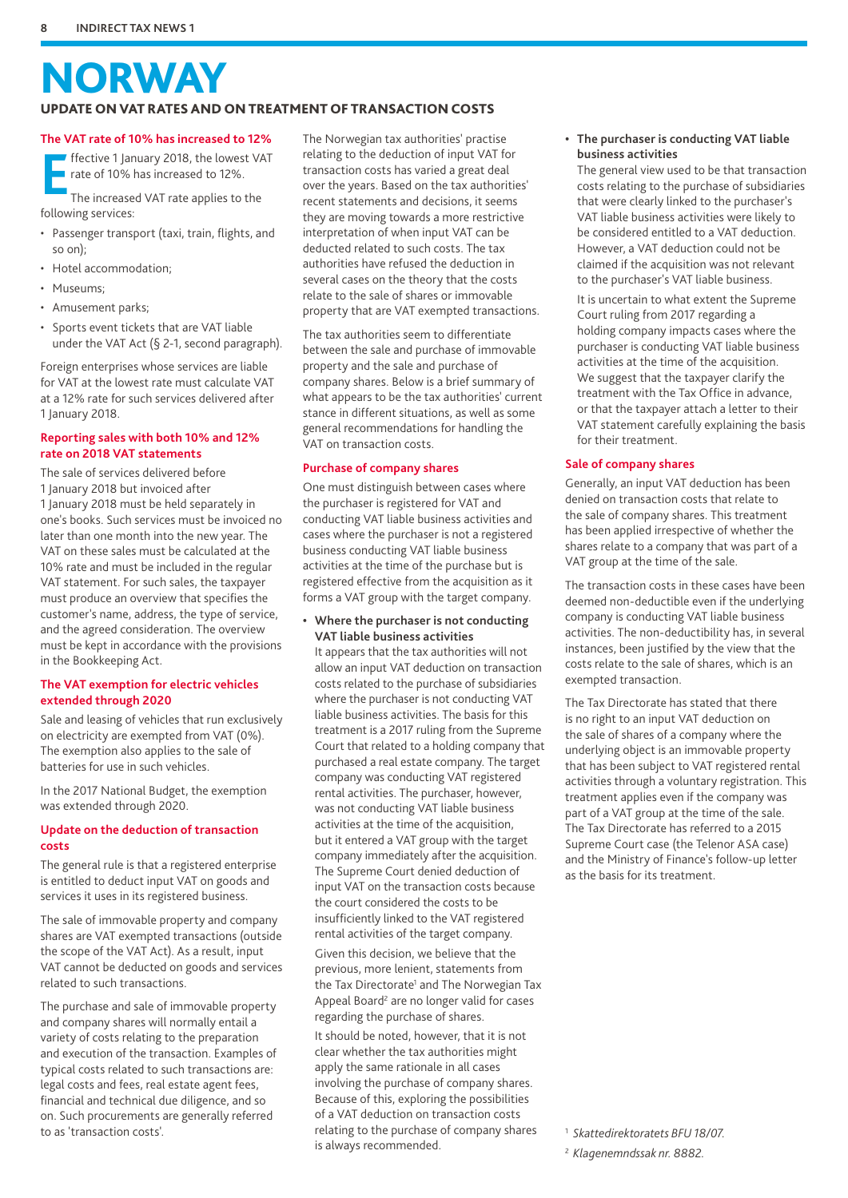# NORWAY

## UPDATE ON VAT RATES AND ON TREATMENT OF TRANSACTION COSTS

### The VAT rate of 10% has increased to 12%

Effective 1 January 2018, the lowest VAT rate of 10% has increased to 12%.

The increased VAT rate applies to the following services:

- Passenger transport (taxi, train, flights, and so on);
- Hotel accommodation;
- Museums;
- Amusement parks;
- Sports event tickets that are VAT liable under the VAT Act (§ 2-1, second paragraph).

Foreign enterprises whose services are liable for VAT at the lowest rate must calculate VAT at a 12% rate for such services delivered after 1 January 2018.

### Reporting sales with both 10% and 12% rate on 2018 VAT statements

The sale of services delivered before 1 January 2018 but invoiced after 1 January 2018 must be held separately in one's books. Such services must be invoiced no later than one month into the new year. The VAT on these sales must be calculated at the 10% rate and must be included in the regular VAT statement. For such sales, the taxpayer must produce an overview that specifies the customer's name, address, the type of service, and the agreed consideration. The overview must be kept in accordance with the provisions in the Bookkeeping Act.

### The VAT exemption for electric vehicles extended through 2020

Sale and leasing of vehicles that run exclusively on electricity are exempted from VAT (0%). The exemption also applies to the sale of batteries for use in such vehicles.

In the 2017 National Budget, the exemption was extended through 2020.

### Update on the deduction of transaction costs

The general rule is that a registered enterprise is entitled to deduct input VAT on goods and services it uses in its registered business.

The sale of immovable property and company shares are VAT exempted transactions (outside the scope of the VAT Act). As a result, input VAT cannot be deducted on goods and services related to such transactions.

The purchase and sale of immovable property and company shares will normally entail a variety of costs relating to the preparation and execution of the transaction. Examples of typical costs related to such transactions are: legal costs and fees, real estate agent fees, financial and technical due diligence, and so on. Such procurements are generally referred to as 'transaction costs'.

The Norwegian tax authorities' practise relating to the deduction of input VAT for transaction costs has varied a great deal over the years. Based on the tax authorities' recent statements and decisions, it seems they are moving towards a more restrictive interpretation of when input VAT can be deducted related to such costs. The tax authorities have refused the deduction in several cases on the theory that the costs relate to the sale of shares or immovable property that are VAT exempted transactions.

The tax authorities seem to differentiate between the sale and purchase of immovable property and the sale and purchase of company shares. Below is a brief summary of what appears to be the tax authorities' current stance in different situations, as well as some general recommendations for handling the VAT on transaction costs.

### Purchase of company shares

One must distinguish between cases where the purchaser is registered for VAT and conducting VAT liable business activities and cases where the purchaser is not a registered business conducting VAT liable business activities at the time of the purchase but is registered effective from the acquisition as it forms a VAT group with the target company.

- **Where the purchaser is not conducting VAT liable business activities**

  It appears that the tax authorities will not allow an input VAT deduction on transaction costs related to the purchase of subsidiaries where the purchaser is not conducting VAT liable business activities. The basis for this treatment is a 2017 ruling from the Supreme Court that related to a holding company that purchased a real estate company. The target company was conducting VAT registered rental activities. The purchaser, however, was not conducting VAT liable business activities at the time of the acquisition, but it entered a VAT group with the target company immediately after the acquisition. The Supreme Court denied deduction of input VAT on the transaction costs because the court considered the costs to be insufficiently linked to the VAT registered rental activities of the target company.

  Given this decision, we believe that the previous, more lenient, statements from the Tax Directorate[1] and The Norwegian Tax Appeal Board[2] are no longer valid for cases regarding the purchase of shares.

  It should be noted, however, that it is not clear whether the tax authorities might apply the same rationale in all cases involving the purchase of company shares. Because of this, exploring the possibilities of a VAT deduction on transaction costs relating to the purchase of company shares is always recommended.

- **The purchaser is conducting VAT liable business activities**

  The general view used to be that transaction costs relating to the purchase of subsidiaries that were clearly linked to the purchaser's VAT liable business activities were likely to be considered entitled to a VAT deduction. However, a VAT deduction could not be claimed if the acquisition was not relevant to the purchaser's VAT liable business.

  It is uncertain to what extent the Supreme Court ruling from 2017 regarding a holding company impacts cases where the purchaser is conducting VAT liable business activities at the time of the acquisition. We suggest that the taxpayer clarify the treatment with the Tax Office in advance, or that the taxpayer attach a letter to their VAT statement carefully explaining the basis for their treatment.

### Sale of company shares

Generally, an input VAT deduction has been denied on transaction costs that relate to the sale of company shares. This treatment has been applied irrespective of whether the shares relate to a company that was part of a VAT group at the time of the sale.

The transaction costs in these cases have been deemed non-deductible even if the underlying company is conducting VAT liable business activities. The non-deductibility has, in several instances, been justified by the view that the costs relate to the sale of shares, which is an exempted transaction.

The Tax Directorate has stated that there is no right to an input VAT deduction on the sale of shares of a company where the underlying object is an immovable property that has been subject to VAT registered rental activities through a voluntary registration. This treatment applies even if the company was part of a VAT group at the time of the sale. The Tax Directorate has referred to a 2015 Supreme Court case (the Telenor ASA case) and the Ministry of Finance's follow-up letter as the basis for its treatment.

---

[1] *Skattedirektoratets BFU 18/07.*

[2] *Klagenemndssak nr. 8882.*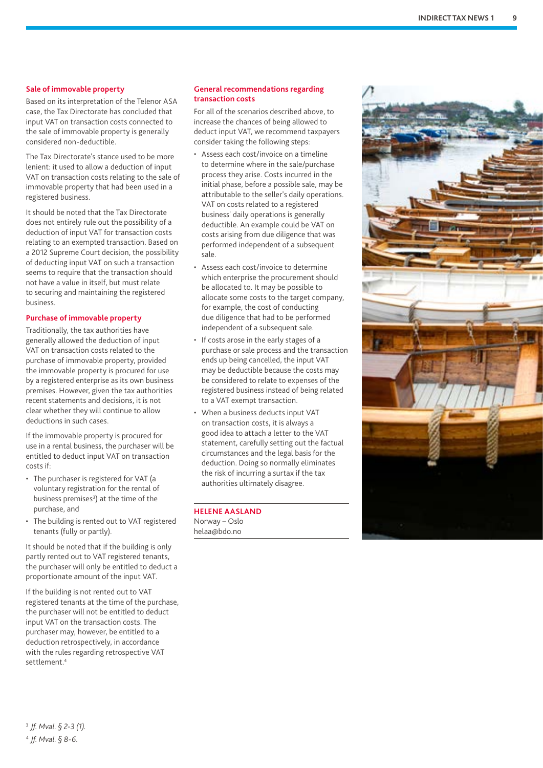### Sale of immovable property

Based on its interpretation of the Telenor ASA case, the Tax Directorate has concluded that input VAT on transaction costs connected to the sale of immovable property is generally considered non-deductible.

The Tax Directorate's stance used to be more lenient: it used to allow a deduction of input VAT on transaction costs relating to the sale of immovable property that had been used in a registered business.

It should be noted that the Tax Directorate does not entirely rule out the possibility of a deduction of input VAT for transaction costs relating to an exempted transaction. Based on a 2012 Supreme Court decision, the possibility of deducting input VAT on such a transaction seems to require that the transaction should not have a value in itself, but must relate to securing and maintaining the registered business.

### Purchase of immovable property

Traditionally, the tax authorities have generally allowed the deduction of input VAT on transaction costs related to the purchase of immovable property, provided the immovable property is procured for use by a registered enterprise as its own business premises. However, given the tax authorities recent statements and decisions, it is not clear whether they will continue to allow deductions in such cases.

If the immovable property is procured for use in a rental business, the purchaser will be entitled to deduct input VAT on transaction costs if:

- The purchaser is registered for VAT (a voluntary registration for the rental of business premises[3]) at the time of the purchase, and
- The building is rented out to VAT registered tenants (fully or partly).

It should be noted that if the building is only partly rented out to VAT registered tenants, the purchaser will only be entitled to deduct a proportionate amount of the input VAT.

If the building is not rented out to VAT registered tenants at the time of the purchase, the purchaser will not be entitled to deduct input VAT on the transaction costs. The purchaser may, however, be entitled to a deduction retrospectively, in accordance with the rules regarding retrospective VAT settlement.[4]

### General recommendations regarding transaction costs

For all of the scenarios described above, to increase the chances of being allowed to deduct input VAT, we recommend taxpayers consider taking the following steps:

- Assess each cost/invoice on a timeline to determine where in the sale/purchase process they arise. Costs incurred in the initial phase, before a possible sale, may be attributable to the seller's daily operations. VAT on costs related to a registered business' daily operations is generally deductible. An example could be VAT on costs arising from due diligence that was performed independent of a subsequent sale.
- Assess each cost/invoice to determine which enterprise the procurement should be allocated to. It may be possible to allocate some costs to the target company, for example, the cost of conducting due diligence that had to be performed independent of a subsequent sale.
- If costs arose in the early stages of a purchase or sale process and the transaction ends up being cancelled, the input VAT may be deductible because the costs may be considered to relate to expenses of the registered business instead of being related to a VAT exempt transaction.
- When a business deducts input VAT on transaction costs, it is always a good idea to attach a letter to the VAT statement, carefully setting out the factual circumstances and the legal basis for the deduction. Doing so normally eliminates the risk of incurring a surtax if the tax authorities ultimately disagree.

**HELENE AASLAND**
Norway – Oslo
helaa@bdo.no

[3] *Jf. Mval. § 2-3 (1).*
[4] *Jf. Mval. § 8-6.*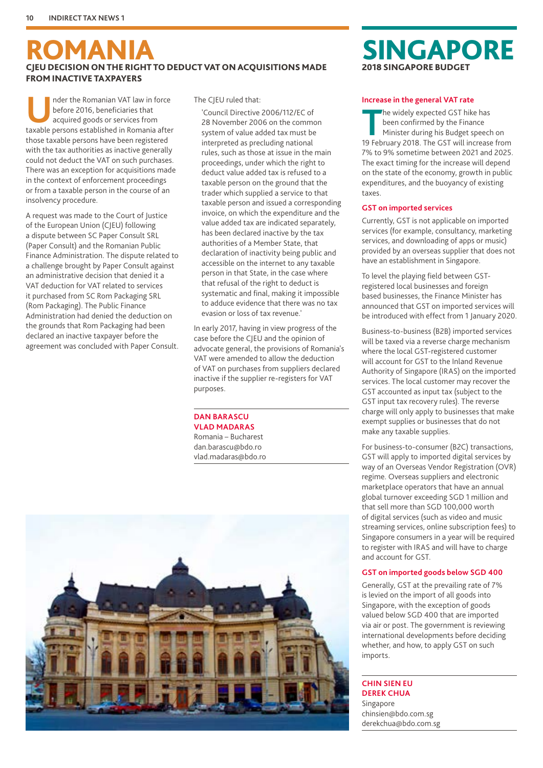# ROMANIA

## CJEU DECISION ON THE RIGHT TO DEDUCT VAT ON ACQUISITIONS MADE FROM INACTIVE TAXPAYERS

Under the Romanian VAT law in force before 2016, beneficiaries that acquired goods or services from taxable persons established in Romania after those taxable persons have been registered with the tax authorities as inactive generally could not deduct the VAT on such purchases. There was an exception for acquisitions made in the context of enforcement proceedings or from a taxable person in the course of an insolvency procedure.

A request was made to the Court of Justice of the European Union (CJEU) following a dispute between SC Paper Consult SRL (Paper Consult) and the Romanian Public Finance Administration. The dispute related to a challenge brought by Paper Consult against an administrative decision that denied it a VAT deduction for VAT related to services it purchased from SC Rom Packaging SRL (Rom Packaging). The Public Finance Administration had denied the deduction on the grounds that Rom Packaging had been declared an inactive taxpayer before the agreement was concluded with Paper Consult.

The CJEU ruled that:

> 'Council Directive 2006/112/EC of 28 November 2006 on the common system of value added tax must be interpreted as precluding national rules, such as those at issue in the main proceedings, under which the right to deduct value added tax is refused to a taxable person on the ground that the trader which supplied a service to that taxable person and issued a corresponding invoice, on which the expenditure and the value added tax are indicated separately, has been declared inactive by the tax authorities of a Member State, that declaration of inactivity being public and accessible on the internet to any taxable person in that State, in the case where that refusal of the right to deduct is systematic and final, making it impossible to adduce evidence that there was no tax evasion or loss of tax revenue.'

In early 2017, having in view progress of the case before the CJEU and the opinion of advocate general, the provisions of Romania's VAT were amended to allow the deduction of VAT on purchases from suppliers declared inactive if the supplier re-registers for VAT purposes.

**DAN BARASCU**
**VLAD MADARAS**
Romania – Bucharest
dan.barascu@bdo.ro
vlad.madaras@bdo.ro

# SINGAPORE

## 2018 SINGAPORE BUDGET

### Increase in the general VAT rate

The widely expected GST hike has been confirmed by the Finance Minister during his Budget speech on 19 February 2018. The GST will increase from 7% to 9% sometime between 2021 and 2025. The exact timing for the increase will depend on the state of the economy, growth in public expenditures, and the buoyancy of existing taxes.

### GST on imported services

Currently, GST is not applicable on imported services (for example, consultancy, marketing services, and downloading of apps or music) provided by an overseas supplier that does not have an establishment in Singapore.

To level the playing field between GST-registered local businesses and foreign based businesses, the Finance Minister has announced that GST on imported services will be introduced with effect from 1 January 2020.

Business-to-business (B2B) imported services will be taxed via a reverse charge mechanism where the local GST-registered customer will account for GST to the Inland Revenue Authority of Singapore (IRAS) on the imported services. The local customer may recover the GST accounted as input tax (subject to the GST input tax recovery rules). The reverse charge will only apply to businesses that make exempt supplies or businesses that do not make any taxable supplies.

For business-to-consumer (B2C) transactions, GST will apply to imported digital services by way of an Overseas Vendor Registration (OVR) regime. Overseas suppliers and electronic marketplace operators that have an annual global turnover exceeding SGD 1 million and that sell more than SGD 100,000 worth of digital services (such as video and music streaming services, online subscription fees) to Singapore consumers in a year will be required to register with IRAS and will have to charge and account for GST.

### GST on imported goods below SGD 400

Generally, GST at the prevailing rate of 7% is levied on the import of all goods into Singapore, with the exception of goods valued below SGD 400 that are imported via air or post. The government is reviewing international developments before deciding whether, and how, to apply GST on such imports.

**CHIN SIEN EU**
**DEREK CHUA**
Singapore
chinsien@bdo.com.sg
derekchua@bdo.com.sg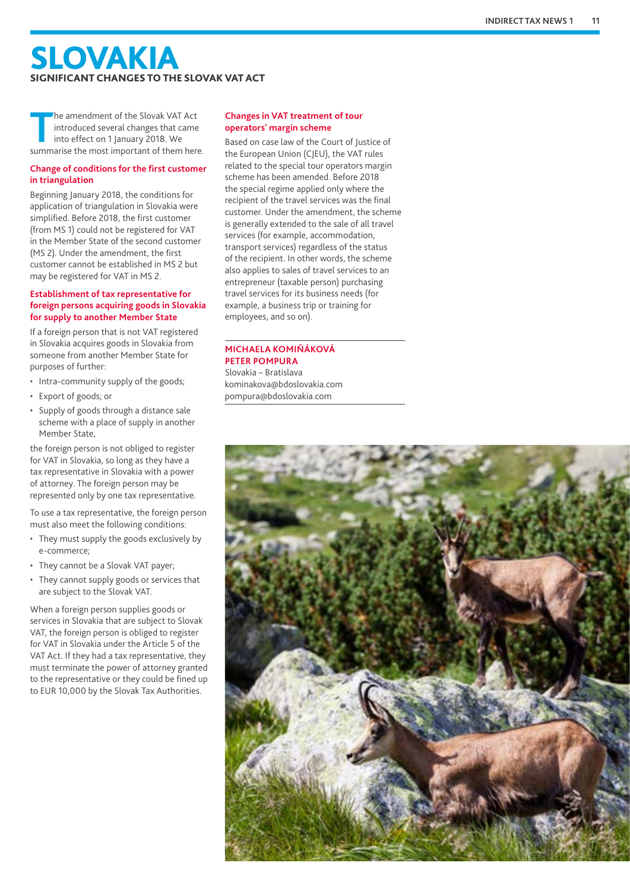# SLOVAKIA

## SIGNIFICANT CHANGES TO THE SLOVAK VAT ACT

The amendment of the Slovak VAT Act introduced several changes that came into effect on 1 January 2018. We summarise the most important of them here.

### Change of conditions for the first customer in triangulation

Beginning January 2018, the conditions for application of triangulation in Slovakia were simplified. Before 2018, the first customer (from MS 1) could not be registered for VAT in the Member State of the second customer (MS 2). Under the amendment, the first customer cannot be established in MS 2 but may be registered for VAT in MS 2.

### Establishment of tax representative for foreign persons acquiring goods in Slovakia for supply to another Member State

If a foreign person that is not VAT registered in Slovakia acquires goods in Slovakia from someone from another Member State for purposes of further:

- Intra-community supply of the goods;
- Export of goods; or
- Supply of goods through a distance sale scheme with a place of supply in another Member State,

the foreign person is not obliged to register for VAT in Slovakia, so long as they have a tax representative in Slovakia with a power of attorney. The foreign person may be represented only by one tax representative.

To use a tax representative, the foreign person must also meet the following conditions:

- They must supply the goods exclusively by e-commerce;
- They cannot be a Slovak VAT payer;
- They cannot supply goods or services that are subject to the Slovak VAT.

When a foreign person supplies goods or services in Slovakia that are subject to Slovak VAT, the foreign person is obliged to register for VAT in Slovakia under the Article 5 of the VAT Act. If they had a tax representative, they must terminate the power of attorney granted to the representative or they could be fined up to EUR 10,000 by the Slovak Tax Authorities.

### Changes in VAT treatment of tour operators' margin scheme

Based on case law of the Court of Justice of the European Union (CJEU), the VAT rules related to the special tour operators margin scheme has been amended. Before 2018 the special regime applied only where the recipient of the travel services was the final customer. Under the amendment, the scheme is generally extended to the sale of all travel services (for example, accommodation, transport services) regardless of the status of the recipient. In other words, the scheme also applies to sales of travel services to an entrepreneur (taxable person) purchasing travel services for its business needs (for example, a business trip or training for employees, and so on).

**MICHAELA KOMIŇÁKOVÁ**
**PETER POMPURA**
Slovakia – Bratislava
kominakova@bdoslovakia.com
pompura@bdoslovakia.com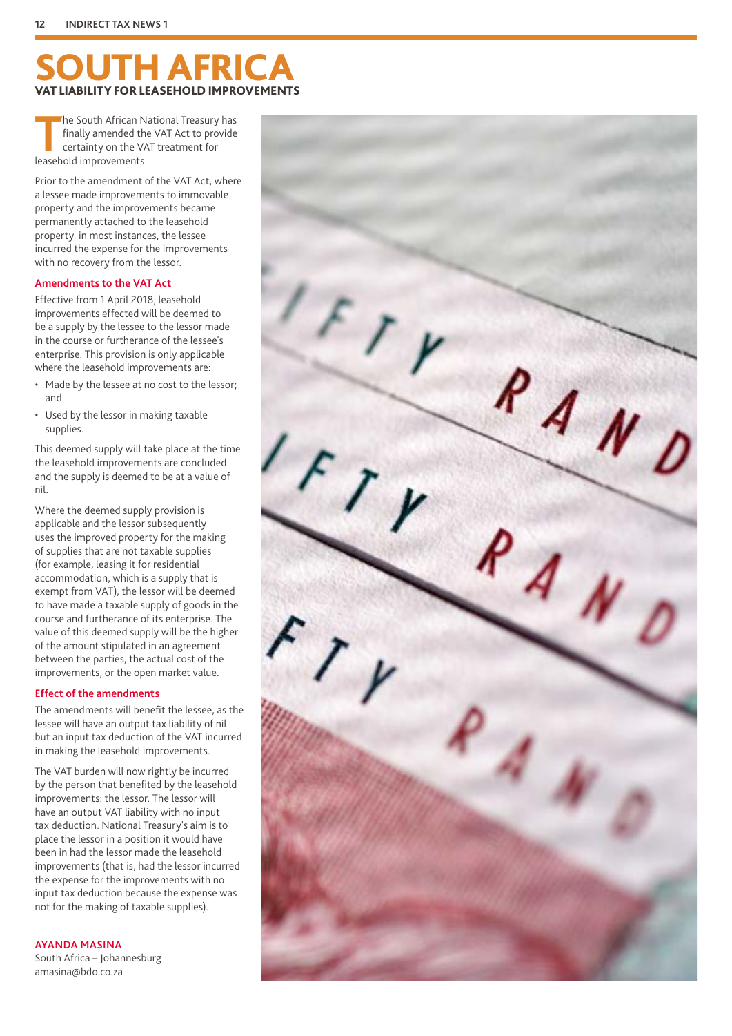# SOUTH AFRICA

## VAT LIABILITY FOR LEASEHOLD IMPROVEMENTS

The South African National Treasury has finally amended the VAT Act to provide certainty on the VAT treatment for leasehold improvements.

Prior to the amendment of the VAT Act, where a lessee made improvements to immovable property and the improvements became permanently attached to the leasehold property, in most instances, the lessee incurred the expense for the improvements with no recovery from the lessor.

### Amendments to the VAT Act

Effective from 1 April 2018, leasehold improvements effected will be deemed to be a supply by the lessee to the lessor made in the course or furtherance of the lessee's enterprise. This provision is only applicable where the leasehold improvements are:

- Made by the lessee at no cost to the lessor; and
- Used by the lessor in making taxable supplies.

This deemed supply will take place at the time the leasehold improvements are concluded and the supply is deemed to be at a value of nil.

Where the deemed supply provision is applicable and the lessor subsequently uses the improved property for the making of supplies that are not taxable supplies (for example, leasing it for residential accommodation, which is a supply that is exempt from VAT), the lessor will be deemed to have made a taxable supply of goods in the course and furtherance of its enterprise. The value of this deemed supply will be the higher of the amount stipulated in an agreement between the parties, the actual cost of the improvements, or the open market value.

### Effect of the amendments

The amendments will benefit the lessee, as the lessee will have an output tax liability of nil but an input tax deduction of the VAT incurred in making the leasehold improvements.

The VAT burden will now rightly be incurred by the person that benefited by the leasehold improvements: the lessor. The lessor will have an output VAT liability with no input tax deduction. National Treasury's aim is to place the lessor in a position it would have been in had the lessor made the leasehold improvements (that is, had the lessor incurred the expense for the improvements with no input tax deduction because the expense was not for the making of taxable supplies).

**AYANDA MASINA**
South Africa – Johannesburg
amasina@bdo.co.za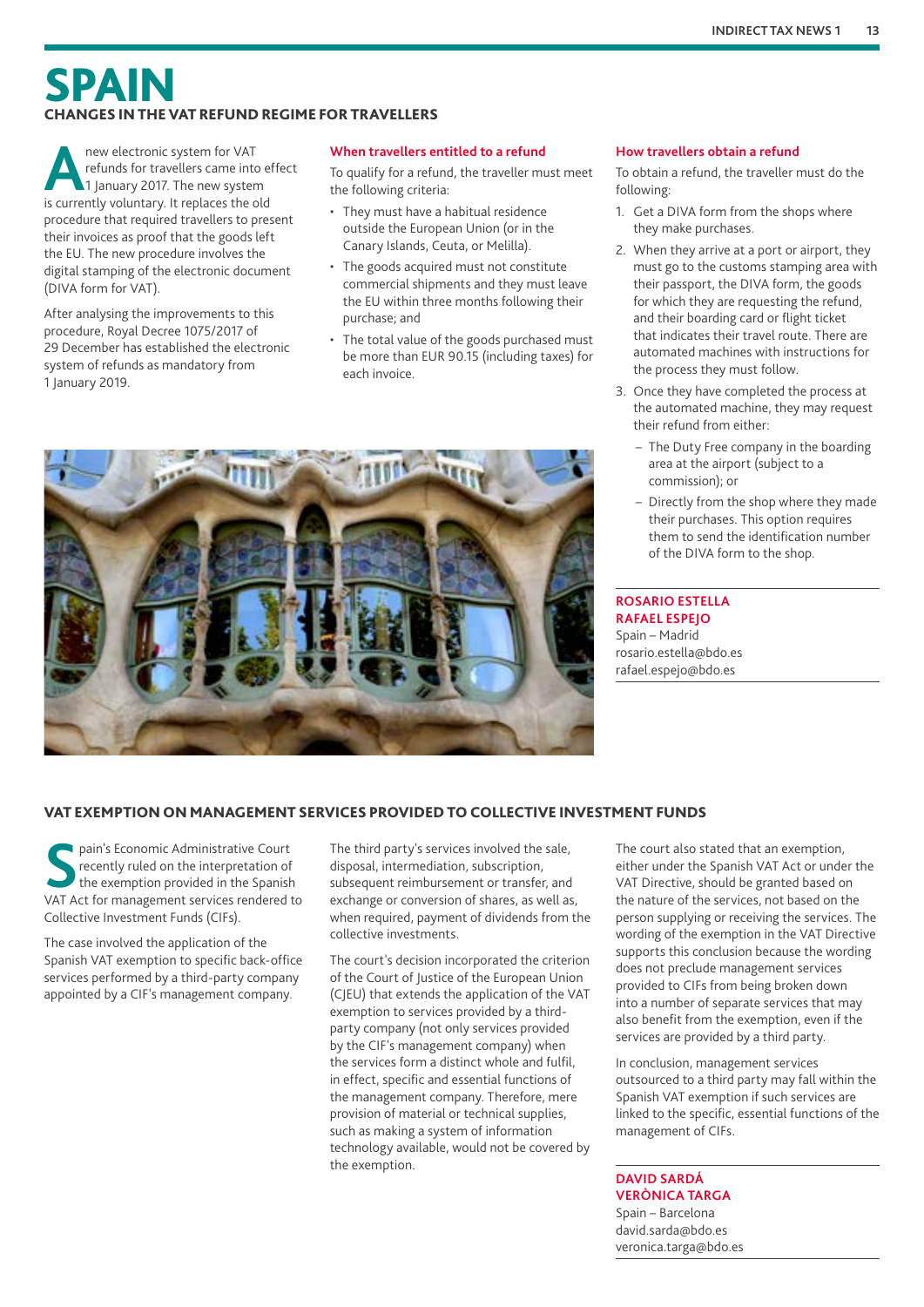# SPAIN

## CHANGES IN THE VAT REFUND REGIME FOR TRAVELLERS

A new electronic system for VAT refunds for travellers came into effect 1 January 2017. The new system is currently voluntary. It replaces the old procedure that required travellers to present their invoices as proof that the goods left the EU. The new procedure involves the digital stamping of the electronic document (DIVA form for VAT).

After analysing the improvements to this procedure, Royal Decree 1075/2017 of 29 December has established the electronic system of refunds as mandatory from 1 January 2019.

### When travellers entitled to a refund

To qualify for a refund, the traveller must meet the following criteria:

- They must have a habitual residence outside the European Union (or in the Canary Islands, Ceuta, or Melilla).
- The goods acquired must not constitute commercial shipments and they must leave the EU within three months following their purchase; and
- The total value of the goods purchased must be more than EUR 90.15 (including taxes) for each invoice.

### How travellers obtain a refund

To obtain a refund, the traveller must do the following:

1. Get a DIVA form from the shops where they make purchases.
2. When they arrive at a port or airport, they must go to the customs stamping area with their passport, the DIVA form, the goods for which they are requesting the refund, and their boarding card or flight ticket that indicates their travel route. There are automated machines with instructions for the process they must follow.
3. Once they have completed the process at the automated machine, they may request their refund from either:
   - The Duty Free company in the boarding area at the airport (subject to a commission); or
   - Directly from the shop where they made their purchases. This option requires them to send the identification number of the DIVA form to the shop.

**ROSARIO ESTELLA**
**RAFAEL ESPEJO**
Spain – Madrid
rosario.estella@bdo.es
rafael.espejo@bdo.es

## VAT EXEMPTION ON MANAGEMENT SERVICES PROVIDED TO COLLECTIVE INVESTMENT FUNDS

Spain's Economic Administrative Court recently ruled on the interpretation of the exemption provided in the Spanish VAT Act for management services rendered to Collective Investment Funds (CIFs).

The case involved the application of the Spanish VAT exemption to specific back-office services performed by a third-party company appointed by a CIF's management company.

The third party's services involved the sale, disposal, intermediation, subscription, subsequent reimbursement or transfer, and exchange or conversion of shares, as well as, when required, payment of dividends from the collective investments.

The court's decision incorporated the criterion of the Court of Justice of the European Union (CJEU) that extends the application of the VAT exemption to services provided by a third-party company (not only services provided by the CIF's management company) when the services form a distinct whole and fulfil, in effect, specific and essential functions of the management company. Therefore, mere provision of material or technical supplies, such as making a system of information technology available, would not be covered by the exemption.

The court also stated that an exemption, either under the Spanish VAT Act or under the VAT Directive, should be granted based on the nature of the services, not based on the person supplying or receiving the services. The wording of the exemption in the VAT Directive supports this conclusion because the wording does not preclude management services provided to CIFs from being broken down into a number of separate services that may also benefit from the exemption, even if the services are provided by a third party.

In conclusion, management services outsourced to a third party may fall within the Spanish VAT exemption if such services are linked to the specific, essential functions of the management of CIFs.

**DAVID SARDÁ**
**VERÒNICA TARGA**
Spain – Barcelona
david.sarda@bdo.es
veronica.targa@bdo.es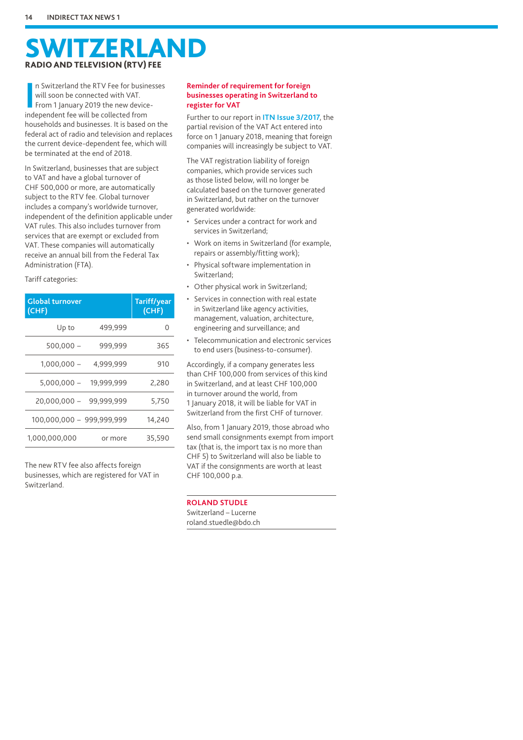# SWITZERLAND

## RADIO AND TELEVISION (RTV) FEE

In Switzerland the RTV Fee for businesses will soon be connected with VAT. From 1 January 2019 the new device-independent fee will be collected from households and businesses. It is based on the federal act of radio and television and replaces the current device-dependent fee, which will be terminated at the end of 2018.

In Switzerland, businesses that are subject to VAT and have a global turnover of CHF 500,000 or more, are automatically subject to the RTV fee. Global turnover includes a company's worldwide turnover, independent of the definition applicable under VAT rules. This also includes turnover from services that are exempt or excluded from VAT. These companies will automatically receive an annual bill from the Federal Tax Administration (FTA).

Tariff categories:

| Global turnover (CHF) | | Tariff/year (CHF) |
|---|---|---|
| Up to | 499,999 | 0 |
| 500,000 – | 999,999 | 365 |
| 1,000,000 – | 4,999,999 | 910 |
| 5,000,000 – | 19,999,999 | 2,280 |
| 20,000,000 – | 99,999,999 | 5,750 |
| 100,000,000 – | 999,999,999 | 14,240 |
| 1,000,000,000 | or more | 35,590 |

The new RTV fee also affects foreign businesses, which are registered for VAT in Switzerland.

### Reminder of requirement for foreign businesses operating in Switzerland to register for VAT

Further to our report in **ITN Issue 3/2017**, the partial revision of the VAT Act entered into force on 1 January 2018, meaning that foreign companies will increasingly be subject to VAT.

The VAT registration liability of foreign companies, which provide services such as those listed below, will no longer be calculated based on the turnover generated in Switzerland, but rather on the turnover generated worldwide:

- Services under a contract for work and services in Switzerland;
- Work on items in Switzerland (for example, repairs or assembly/fitting work);
- Physical software implementation in Switzerland;
- Other physical work in Switzerland;
- Services in connection with real estate in Switzerland like agency activities, management, valuation, architecture, engineering and surveillance; and
- Telecommunication and electronic services to end users (business-to-consumer).

Accordingly, if a company generates less than CHF 100,000 from services of this kind in Switzerland, and at least CHF 100,000 in turnover around the world, from 1 January 2018, it will be liable for VAT in Switzerland from the first CHF of turnover.

Also, from 1 January 2019, those abroad who send small consignments exempt from import tax (that is, the import tax is no more than CHF 5) to Switzerland will also be liable to VAT if the consignments are worth at least CHF 100,000 p.a.

**ROLAND STUDLE**
Switzerland – Lucerne
roland.stuedle@bdo.ch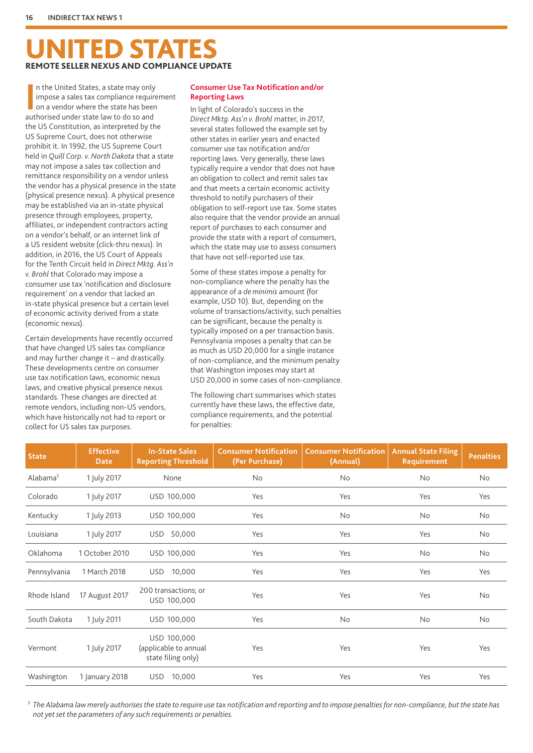# UNITED STATES

## REMOTE SELLER NEXUS AND COMPLIANCE UPDATE

In the United States, a state may only impose a sales tax compliance requirement on a vendor where the state has been authorised under state law to do so and the US Constitution, as interpreted by the US Supreme Court, does not otherwise prohibit it. In 1992, the US Supreme Court held in *Quill Corp. v. North Dakota* that a state may not impose a sales tax collection and remittance responsibility on a vendor unless the vendor has a physical presence in the state (physical presence nexus). A physical presence may be established via an in-state physical presence through employees, property, affiliates, or independent contractors acting on a vendor's behalf, or an internet link of a US resident website (click-thru nexus). In addition, in 2016, the US Court of Appeals for the Tenth Circuit held in *Direct Mktg. Ass'n v. Brohl* that Colorado may impose a consumer use tax 'notification and disclosure requirement' on a vendor that lacked an in-state physical presence but a certain level of economic activity derived from a state (economic nexus).

Certain developments have recently occurred that have changed US sales tax compliance and may further change it – and drastically. These developments centre on consumer use tax notification laws, economic nexus laws, and creative physical presence nexus standards. These changes are directed at remote vendors, including non-US vendors, which have historically not had to report or collect for US sales tax purposes.

### Consumer Use Tax Notification and/or Reporting Laws

In light of Colorado's success in the *Direct Mktg. Ass'n v. Brohl* matter, in 2017, several states followed the example set by other states in earlier years and enacted consumer use tax notification and/or reporting laws. Very generally, these laws typically require a vendor that does not have an obligation to collect and remit sales tax and that meets a certain economic activity threshold to notify purchasers of their obligation to self-report use tax. Some states also require that the vendor provide an annual report of purchases to each consumer and provide the state with a report of consumers, which the state may use to assess consumers that have not self-reported use tax.

Some of these states impose a penalty for non-compliance where the penalty has the appearance of a *de minimis* amount (for example, USD 10). But, depending on the volume of transactions/activity, such penalties can be significant, because the penalty is typically imposed on a per transaction basis. Pennsylvania imposes a penalty that can be as much as USD 20,000 for a single instance of non-compliance, and the minimum penalty that Washington imposes may start at USD 20,000 in some cases of non-compliance.

The following chart summarises which states currently have these laws, the effective date, compliance requirements, and the potential for penalties:

| State | Effective Date | In-State Sales Reporting Threshold | Consumer Notification (Per Purchase) | Consumer Notification (Annual) | Annual State Filing Requirement | Penalties |
|---|---|---|---|---|---|---|
| Alabama[5] | 1 July 2017 | None | No | No | No | No |
| Colorado | 1 July 2017 | USD 100,000 | Yes | Yes | Yes | Yes |
| Kentucky | 1 July 2013 | USD 100,000 | Yes | No | No | No |
| Louisiana | 1 July 2017 | USD 50,000 | Yes | Yes | Yes | No |
| Oklahoma | 1 October 2010 | USD 100,000 | Yes | Yes | No | No |
| Pennsylvania | 1 March 2018 | USD 10,000 | Yes | Yes | Yes | Yes |
| Rhode Island | 17 August 2017 | 200 transactions; or USD 100,000 | Yes | Yes | Yes | No |
| South Dakota | 1 July 2011 | USD 100,000 | Yes | No | No | No |
| Vermont | 1 July 2017 | USD 100,000 (applicable to annual state filing only) | Yes | Yes | Yes | Yes |
| Washington | 1 January 2018 | USD 10,000 | Yes | Yes | Yes | Yes |

[5] *The Alabama law merely authorises the state to require use tax notification and reporting and to impose penalties for non-compliance, but the state has not yet set the parameters of any such requirements or penalties.*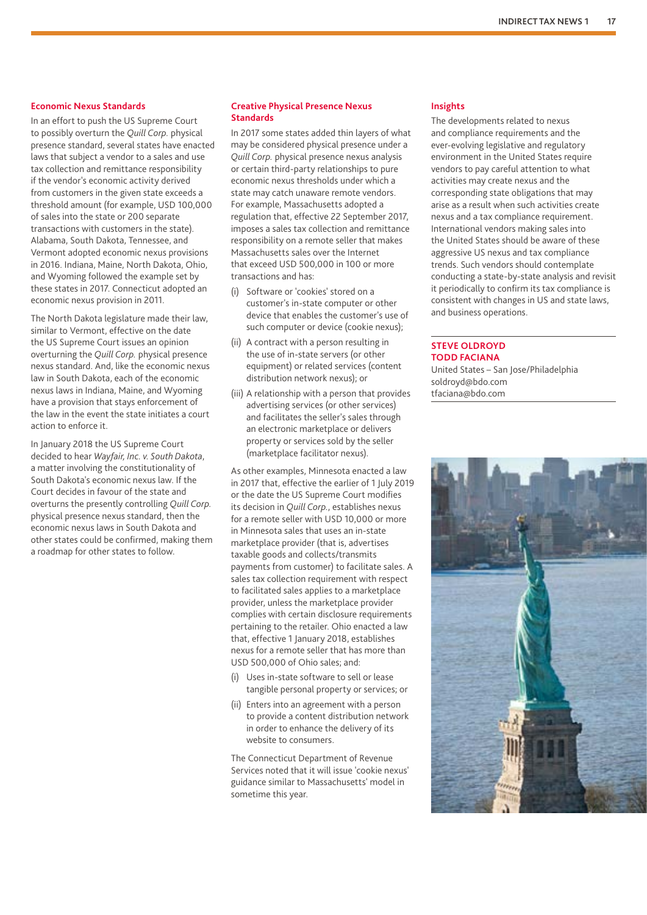### Economic Nexus Standards

In an effort to push the US Supreme Court to possibly overturn the *Quill Corp.* physical presence standard, several states have enacted laws that subject a vendor to a sales and use tax collection and remittance responsibility if the vendor's economic activity derived from customers in the given state exceeds a threshold amount (for example, USD 100,000 of sales into the state or 200 separate transactions with customers in the state). Alabama, South Dakota, Tennessee, and Vermont adopted economic nexus provisions in 2016. Indiana, Maine, North Dakota, Ohio, and Wyoming followed the example set by these states in 2017. Connecticut adopted an economic nexus provision in 2011.

The North Dakota legislature made their law, similar to Vermont, effective on the date the US Supreme Court issues an opinion overturning the *Quill Corp.* physical presence nexus standard. And, like the economic nexus law in South Dakota, each of the economic nexus laws in Indiana, Maine, and Wyoming have a provision that stays enforcement of the law in the event the state initiates a court action to enforce it.

In January 2018 the US Supreme Court decided to hear *Wayfair, Inc. v. South Dakota*, a matter involving the constitutionality of South Dakota's economic nexus law. If the Court decides in favour of the state and overturns the presently controlling *Quill Corp.* physical presence nexus standard, then the economic nexus laws in South Dakota and other states could be confirmed, making them a roadmap for other states to follow.

### Creative Physical Presence Nexus Standards

In 2017 some states added thin layers of what may be considered physical presence under a *Quill Corp.* physical presence nexus analysis or certain third-party relationships to pure economic nexus thresholds under which a state may catch unaware remote vendors. For example, Massachusetts adopted a regulation that, effective 22 September 2017, imposes a sales tax collection and remittance responsibility on a remote seller that makes Massachusetts sales over the Internet that exceed USD 500,000 in 100 or more transactions and has:

(i) Software or 'cookies' stored on a customer's in-state computer or other device that enables the customer's use of such computer or device (cookie nexus);
(ii) A contract with a person resulting in the use of in-state servers (or other equipment) or related services (content distribution network nexus); or
(iii) A relationship with a person that provides advertising services (or other services) and facilitates the seller's sales through an electronic marketplace or delivers property or services sold by the seller (marketplace facilitator nexus).

As other examples, Minnesota enacted a law in 2017 that, effective the earlier of 1 July 2019 or the date the US Supreme Court modifies its decision in *Quill Corp.*, establishes nexus for a remote seller with USD 10,000 or more in Minnesota sales that uses an in-state marketplace provider (that is, advertises taxable goods and collects/transmits payments from customer) to facilitate sales. A sales tax collection requirement with respect to facilitated sales applies to a marketplace provider, unless the marketplace provider complies with certain disclosure requirements pertaining to the retailer. Ohio enacted a law that, effective 1 January 2018, establishes nexus for a remote seller that has more than USD 500,000 of Ohio sales; and:

(i) Uses in-state software to sell or lease tangible personal property or services; or
(ii) Enters into an agreement with a person to provide a content distribution network in order to enhance the delivery of its website to consumers.

The Connecticut Department of Revenue Services noted that it will issue 'cookie nexus' guidance similar to Massachusetts' model in sometime this year.

### Insights

The developments related to nexus and compliance requirements and the ever-evolving legislative and regulatory environment in the United States require vendors to pay careful attention to what activities may create nexus and the corresponding state obligations that may arise as a result when such activities create nexus and a tax compliance requirement. International vendors making sales into the United States should be aware of these aggressive US nexus and tax compliance trends. Such vendors should contemplate conducting a state-by-state analysis and revisit it periodically to confirm its tax compliance is consistent with changes in US and state laws, and business operations.

**STEVE OLDROYD**
**TODD FACIANA**
United States – San Jose/Philadelphia
soldroyd@bdo.com
tfaciana@bdo.com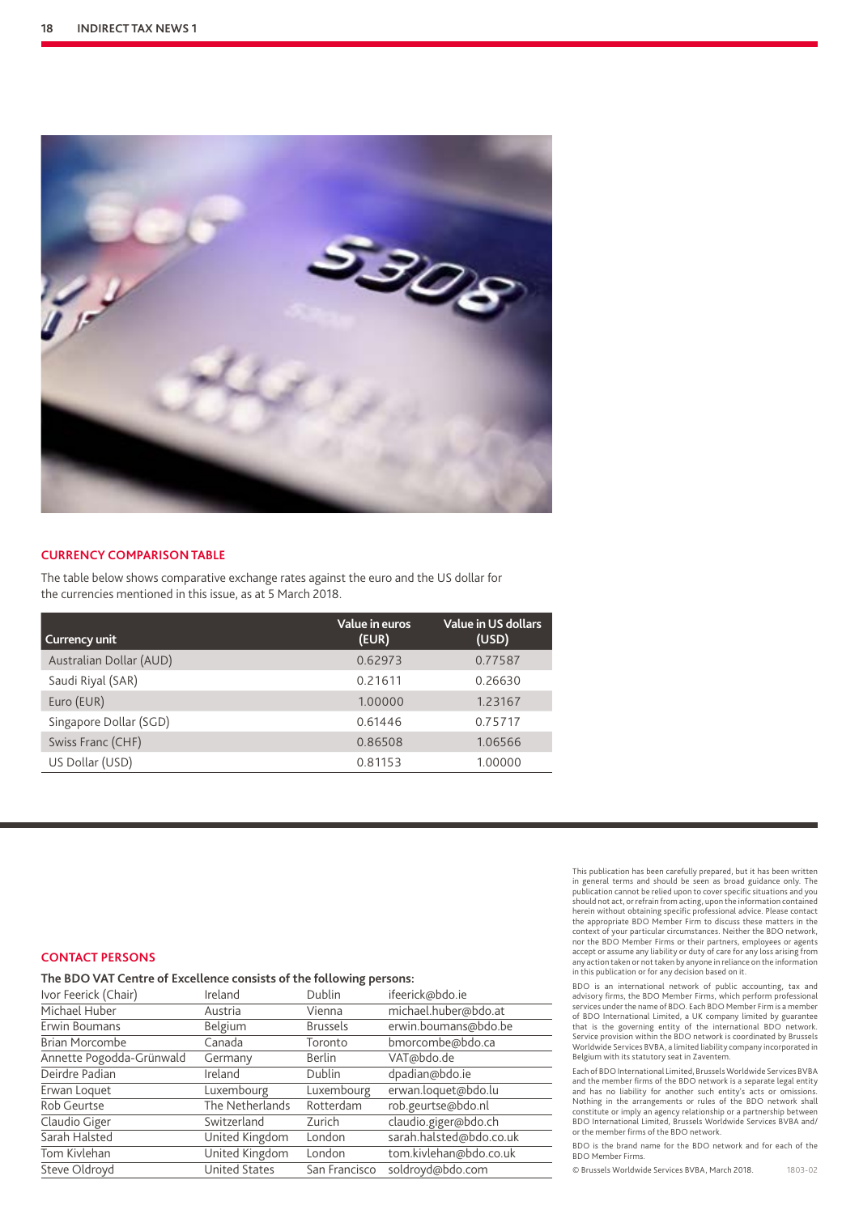## CURRENCY COMPARISON TABLE

The table below shows comparative exchange rates against the euro and the US dollar for the currencies mentioned in this issue, as at 5 March 2018.

| Currency unit | Value in euros (EUR) | Value in US dollars (USD) |
|---|---|---|
| Australian Dollar (AUD) | 0.62973 | 0.77587 |
| Saudi Riyal (SAR) | 0.21611 | 0.26630 |
| Euro (EUR) | 1.00000 | 1.23167 |
| Singapore Dollar (SGD) | 0.61446 | 0.75717 |
| Swiss Franc (CHF) | 0.86508 | 1.06566 |
| US Dollar (USD) | 0.81153 | 1.00000 |

## CONTACT PERSONS

**The BDO VAT Centre of Excellence consists of the following persons:**

| | | | |
|---|---|---|---|
| Ivor Feerick (Chair) | Ireland | Dublin | ifeerick@bdo.ie |
| Michael Huber | Austria | Vienna | michael.huber@bdo.at |
| Erwin Boumans | Belgium | Brussels | erwin.boumans@bdo.be |
| Brian Morcombe | Canada | Toronto | bmorcombe@bdo.ca |
| Annette Pogodda-Grünwald | Germany | Berlin | VAT@bdo.de |
| Deirdre Padian | Ireland | Dublin | dpadian@bdo.ie |
| Erwan Loquet | Luxembourg | Luxembourg | erwan.loquet@bdo.lu |
| Rob Geurtse | The Netherlands | Rotterdam | rob.geurtse@bdo.nl |
| Claudio Giger | Switzerland | Zurich | claudio.giger@bdo.ch |
| Sarah Halsted | United Kingdom | London | sarah.halsted@bdo.co.uk |
| Tom Kivlehan | United Kingdom | London | tom.kivlehan@bdo.co.uk |
| Steve Oldroyd | United States | San Francisco | soldroyd@bdo.com |

This publication has been carefully prepared, but it has been written in general terms and should be seen as broad guidance only. The publication cannot be relied upon to cover specific situations and you should not act, or refrain from acting, upon the information contained herein without obtaining specific professional advice. Please contact the appropriate BDO Member Firm to discuss these matters in the context of your particular circumstances. Neither the BDO network, nor the BDO Member Firms or their partners, employees or agents accept or assume any liability or duty of care for any loss arising from any action taken or not taken by anyone in reliance on the information in this publication or for any decision based on it.

BDO is an international network of public accounting, tax and advisory firms, the BDO Member Firms, which perform professional services under the name of BDO. Each BDO Member Firm is a member of BDO International Limited, a UK company limited by guarantee that is the governing entity of the international BDO network. Service provision within the BDO network is coordinated by Brussels Worldwide Services BVBA, a limited liability company incorporated in Belgium with its statutory seat in Zaventem.

Each of BDO International Limited, Brussels Worldwide Services BVBA and the member firms of the BDO network is a separate legal entity and has no liability for another such entity's acts or omissions. Nothing in the arrangements or rules of the BDO network shall constitute or imply an agency relationship or a partnership between BDO International Limited, Brussels Worldwide Services BVBA and/or the member firms of the BDO network.

BDO is the brand name for the BDO network and for each of the BDO Member Firms.

© Brussels Worldwide Services BVBA, March 2018.

1803-02